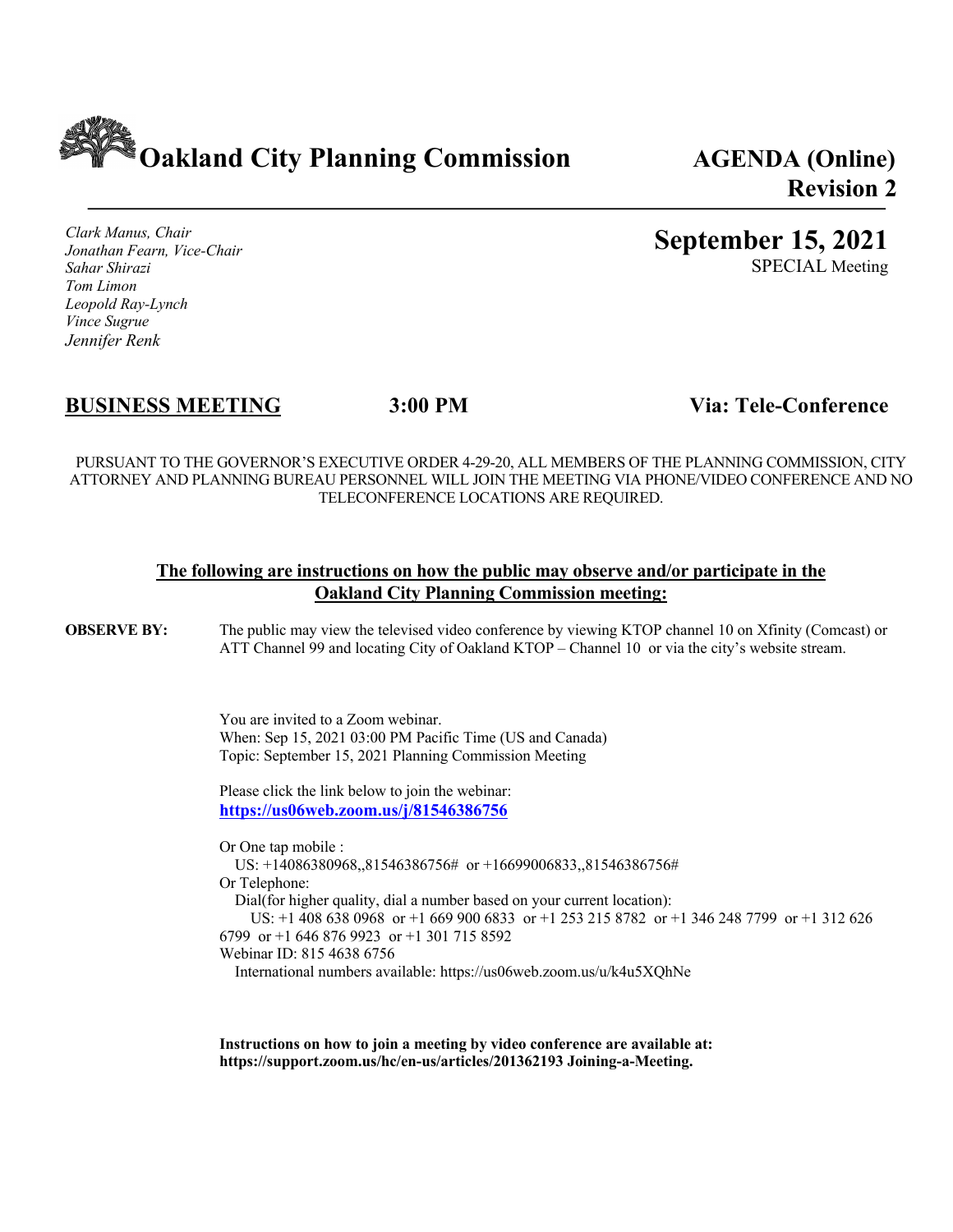# Oakland City Planning Commission

**AGENDA (Online)**
**Revision 2**

*Clark Manus, Chair*
*Jonathan Fearn, Vice-Chair*
*Sahar Shirazi*
*Tom Limon*
*Leopold Ray-Lynch*
*Vince Sugrue*
*Jennifer Renk*

**September 15, 2021**
SPECIAL Meeting

## BUSINESS MEETING — 3:00 PM — Via: Tele-Conference

PURSUANT TO THE GOVERNOR'S EXECUTIVE ORDER 4-29-20, ALL MEMBERS OF THE PLANNING COMMISSION, CITY ATTORNEY AND PLANNING BUREAU PERSONNEL WILL JOIN THE MEETING VIA PHONE/VIDEO CONFERENCE AND NO TELECONFERENCE LOCATIONS ARE REQUIRED.

### The following are instructions on how the public may observe and/or participate in the Oakland City Planning Commission meeting:

**OBSERVE BY:** The public may view the televised video conference by viewing KTOP channel 10 on Xfinity (Comcast) or ATT Channel 99 and locating City of Oakland KTOP – Channel 10 or via the city's website stream.

You are invited to a Zoom webinar.
When: Sep 15, 2021 03:00 PM Pacific Time (US and Canada)
Topic: September 15, 2021 Planning Commission Meeting

Please click the link below to join the webinar:
**https://us06web.zoom.us/j/81546386756**

Or One tap mobile :
US: +14086380968,,81546386756# or +16699006833,,81546386756#
Or Telephone:
Dial(for higher quality, dial a number based on your current location):
US: +1 408 638 0968 or +1 669 900 6833 or +1 253 215 8782 or +1 346 248 7799 or +1 312 626 6799 or +1 646 876 9923 or +1 301 715 8592
Webinar ID: 815 4638 6756
International numbers available: https://us06web.zoom.us/u/k4u5XQhNe

**Instructions on how to join a meeting by video conference are available at: https://support.zoom.us/hc/en-us/articles/201362193 Joining-a-Meeting.**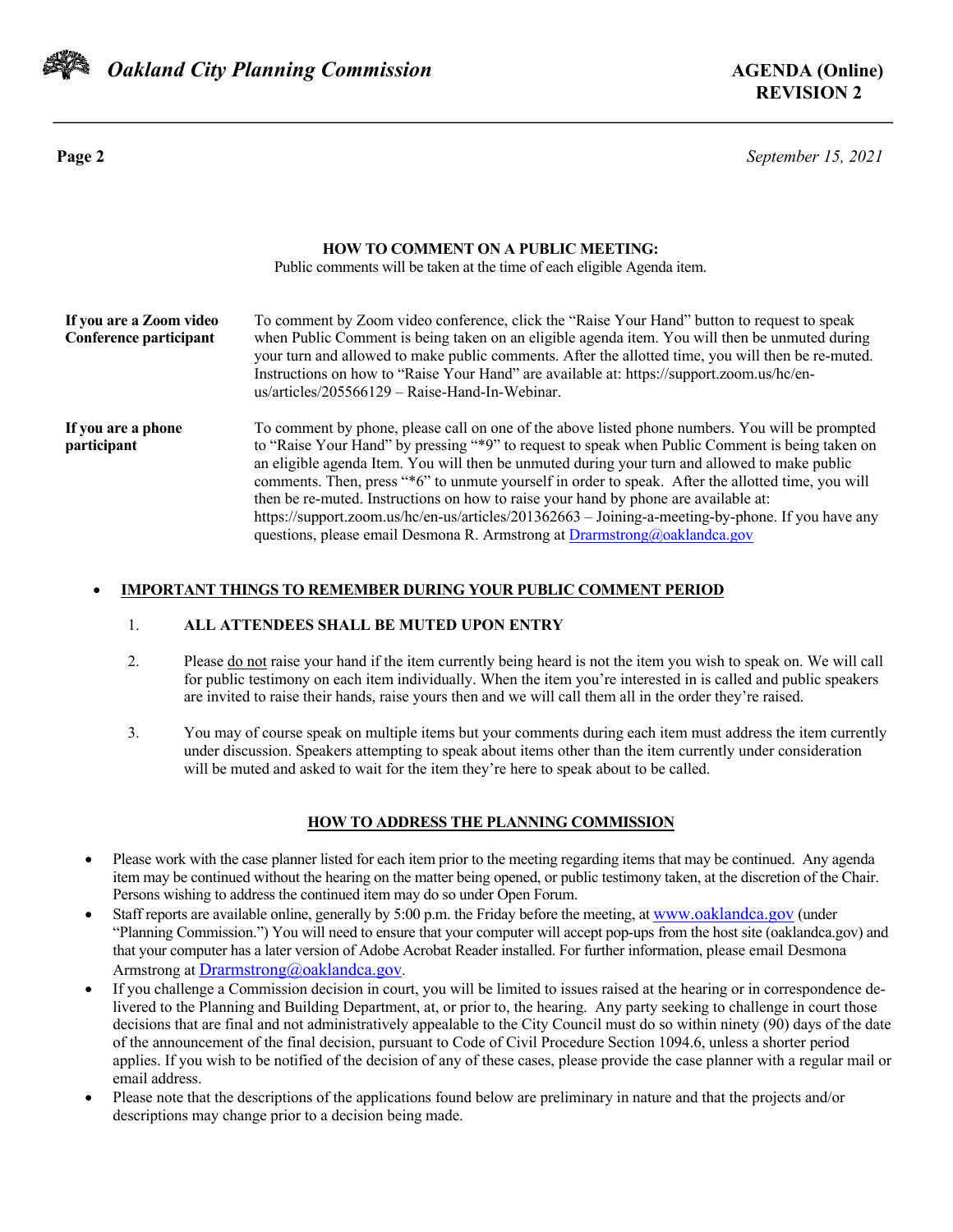## HOW TO COMMENT ON A PUBLIC MEETING:

Public comments will be taken at the time of each eligible Agenda item.

**If you are a Zoom video Conference participant**

To comment by Zoom video conference, click the "Raise Your Hand" button to request to speak when Public Comment is being taken on an eligible agenda item. You will then be unmuted during your turn and allowed to make public comments. After the allotted time, you will then be re-muted. Instructions on how to "Raise Your Hand" are available at: https://support.zoom.us/hc/en-us/articles/205566129 – Raise-Hand-In-Webinar.

**If you are a phone participant**

To comment by phone, please call on one of the above listed phone numbers. You will be prompted to "Raise Your Hand" by pressing "*9" to request to speak when Public Comment is being taken on an eligible agenda Item. You will then be unmuted during your turn and allowed to make public comments. Then, press "*6" to unmute yourself in order to speak. After the allotted time, you will then be re-muted. Instructions on how to raise your hand by phone are available at: https://support.zoom.us/hc/en-us/articles/201362663 – Joining-a-meeting-by-phone. If you have any questions, please email Desmona R. Armstrong at Drarmstrong@oaklandca.gov

- **IMPORTANT THINGS TO REMEMBER DURING YOUR PUBLIC COMMENT PERIOD**

  1. **ALL ATTENDEES SHALL BE MUTED UPON ENTRY**
  2. Please do not raise your hand if the item currently being heard is not the item you wish to speak on. We will call for public testimony on each item individually. When the item you're interested in is called and public speakers are invited to raise their hands, raise yours then and we will call them all in the order they're raised.
  3. You may of course speak on multiple items but your comments during each item must address the item currently under discussion. Speakers attempting to speak about items other than the item currently under consideration will be muted and asked to wait for the item they're here to speak about to be called.

## HOW TO ADDRESS THE PLANNING COMMISSION

- Please work with the case planner listed for each item prior to the meeting regarding items that may be continued. Any agenda item may be continued without the hearing on the matter being opened, or public testimony taken, at the discretion of the Chair. Persons wishing to address the continued item may do so under Open Forum.
- Staff reports are available online, generally by 5:00 p.m. the Friday before the meeting, at www.oaklandca.gov (under "Planning Commission.") You will need to ensure that your computer will accept pop-ups from the host site (oaklandca.gov) and that your computer has a later version of Adobe Acrobat Reader installed. For further information, please email Desmona Armstrong at Drarmstrong@oaklandca.gov.
- If you challenge a Commission decision in court, you will be limited to issues raised at the hearing or in correspondence delivered to the Planning and Building Department, at, or prior to, the hearing. Any party seeking to challenge in court those decisions that are final and not administratively appealable to the City Council must do so within ninety (90) days of the date of the announcement of the final decision, pursuant to Code of Civil Procedure Section 1094.6, unless a shorter period applies. If you wish to be notified of the decision of any of these cases, please provide the case planner with a regular mail or email address.
- Please note that the descriptions of the applications found below are preliminary in nature and that the projects and/or descriptions may change prior to a decision being made.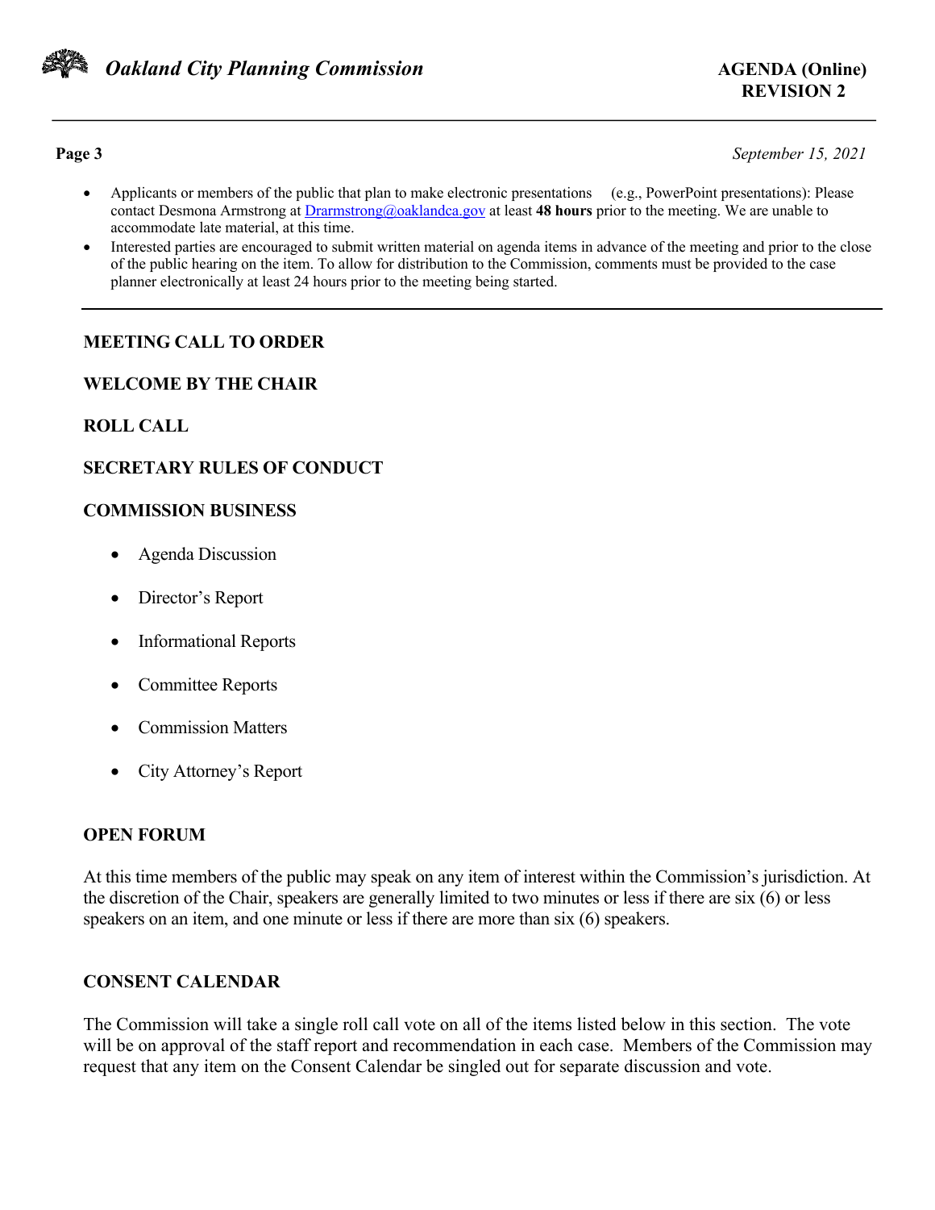- Applicants or members of the public that plan to make electronic presentations (e.g., PowerPoint presentations): Please contact Desmona Armstrong at [Drarmstrong@oaklandca.gov](mailto:Drarmstrong@oaklandca.gov) at least **48 hours** prior to the meeting. We are unable to accommodate late material, at this time.
- Interested parties are encouraged to submit written material on agenda items in advance of the meeting and prior to the close of the public hearing on the item. To allow for distribution to the Commission, comments must be provided to the case planner electronically at least 24 hours prior to the meeting being started.

---

## MEETING CALL TO ORDER

## WELCOME BY THE CHAIR

## ROLL CALL

## SECRETARY RULES OF CONDUCT

## COMMISSION BUSINESS

- Agenda Discussion
- Director's Report
- Informational Reports
- Committee Reports
- Commission Matters
- City Attorney's Report

## OPEN FORUM

At this time members of the public may speak on any item of interest within the Commission's jurisdiction. At the discretion of the Chair, speakers are generally limited to two minutes or less if there are six (6) or less speakers on an item, and one minute or less if there are more than six (6) speakers.

## CONSENT CALENDAR

The Commission will take a single roll call vote on all of the items listed below in this section. The vote will be on approval of the staff report and recommendation in each case. Members of the Commission may request that any item on the Consent Calendar be singled out for separate discussion and vote.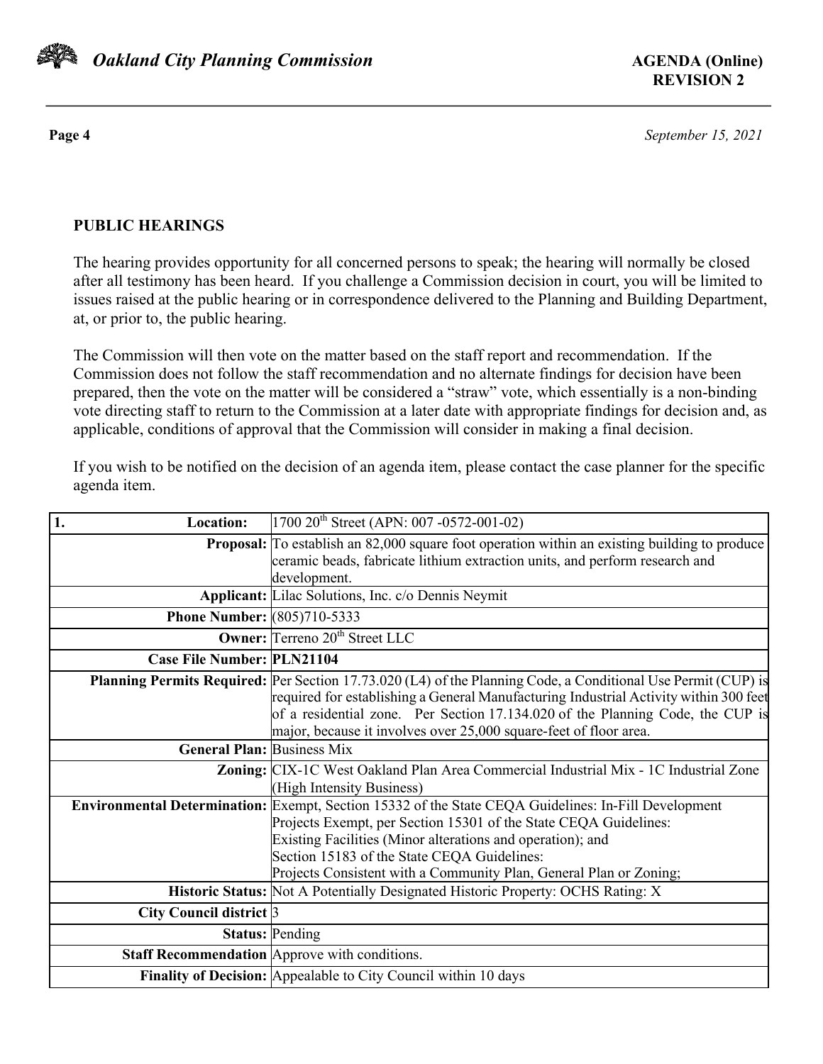## PUBLIC HEARINGS

The hearing provides opportunity for all concerned persons to speak; the hearing will normally be closed after all testimony has been heard. If you challenge a Commission decision in court, you will be limited to issues raised at the public hearing or in correspondence delivered to the Planning and Building Department, at, or prior to, the public hearing.

The Commission will then vote on the matter based on the staff report and recommendation. If the Commission does not follow the staff recommendation and no alternate findings for decision have been prepared, then the vote on the matter will be considered a "straw" vote, which essentially is a non-binding vote directing staff to return to the Commission at a later date with appropriate findings for decision and, as applicable, conditions of approval that the Commission will consider in making a final decision.

If you wish to be notified on the decision of an agenda item, please contact the case planner for the specific agenda item.

| **1. Location:** | 1700 20th Street (APN: 007 -0572-001-02) |
|---|---|
| **Proposal:** | To establish an 82,000 square foot operation within an existing building to produce ceramic beads, fabricate lithium extraction units, and perform research and development. |
| **Applicant:** | Lilac Solutions, Inc. c/o Dennis Neymit |
| **Phone Number:** | (805)710-5333 |
| **Owner:** | Terreno 20th Street LLC |
| **Case File Number:** | **PLN21104** |
| **Planning Permits Required:** | Per Section 17.73.020 (L4) of the Planning Code, a Conditional Use Permit (CUP) is required for establishing a General Manufacturing Industrial Activity within 300 feet of a residential zone. Per Section 17.134.020 of the Planning Code, the CUP is major, because it involves over 25,000 square-feet of floor area. |
| **General Plan:** | Business Mix |
| **Zoning:** | CIX-1C West Oakland Plan Area Commercial Industrial Mix - 1C Industrial Zone (High Intensity Business) |
| **Environmental Determination:** | Exempt, Section 15332 of the State CEQA Guidelines: In-Fill Development Projects Exempt, per Section 15301 of the State CEQA Guidelines: Existing Facilities (Minor alterations and operation); and Section 15183 of the State CEQA Guidelines: Projects Consistent with a Community Plan, General Plan or Zoning; |
| **Historic Status:** | Not A Potentially Designated Historic Property: OCHS Rating: X |
| **City Council district** | 3 |
| **Status:** | Pending |
| **Staff Recommendation** | Approve with conditions. |
| **Finality of Decision:** | Appealable to City Council within 10 days |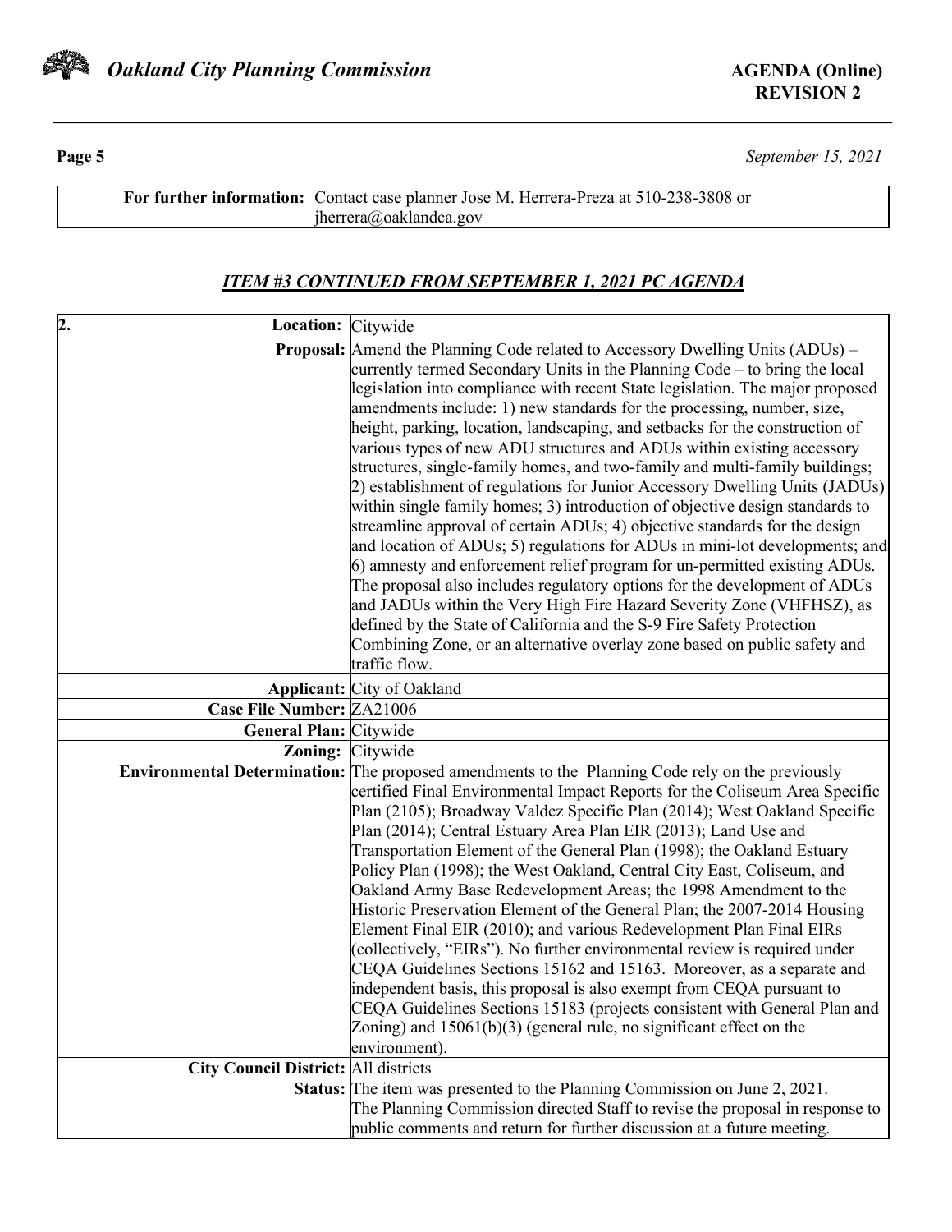| For further information: | Contact case planner Jose M. Herrera-Preza at 510-238-3808 or jherrera@oaklandca.gov |
|---|---|

## *ITEM #3 CONTINUED FROM SEPTEMBER 1, 2021 PC AGENDA*

| 2. Location: | Citywide |
|---|---|
| **Proposal:** | Amend the Planning Code related to Accessory Dwelling Units (ADUs) – currently termed Secondary Units in the Planning Code – to bring the local legislation into compliance with recent State legislation. The major proposed amendments include: 1) new standards for the processing, number, size, height, parking, location, landscaping, and setbacks for the construction of various types of new ADU structures and ADUs within existing accessory structures, single-family homes, and two-family and multi-family buildings; 2) establishment of regulations for Junior Accessory Dwelling Units (JADUs) within single family homes; 3) introduction of objective design standards to streamline approval of certain ADUs; 4) objective standards for the design and location of ADUs; 5) regulations for ADUs in mini-lot developments; and 6) amnesty and enforcement relief program for un-permitted existing ADUs. The proposal also includes regulatory options for the development of ADUs and JADUs within the Very High Fire Hazard Severity Zone (VHFHSZ), as defined by the State of California and the S-9 Fire Safety Protection Combining Zone, or an alternative overlay zone based on public safety and traffic flow. |
| **Applicant:** | City of Oakland |
| **Case File Number:** | ZA21006 |
| **General Plan:** | Citywide |
| **Zoning:** | Citywide |
| **Environmental Determination:** | The proposed amendments to the Planning Code rely on the previously certified Final Environmental Impact Reports for the Coliseum Area Specific Plan (2105); Broadway Valdez Specific Plan (2014); West Oakland Specific Plan (2014); Central Estuary Area Plan EIR (2013); Land Use and Transportation Element of the General Plan (1998); the Oakland Estuary Policy Plan (1998); the West Oakland, Central City East, Coliseum, and Oakland Army Base Redevelopment Areas; the 1998 Amendment to the Historic Preservation Element of the General Plan; the 2007-2014 Housing Element Final EIR (2010); and various Redevelopment Plan Final EIRs (collectively, "EIRs"). No further environmental review is required under CEQA Guidelines Sections 15162 and 15163. Moreover, as a separate and independent basis, this proposal is also exempt from CEQA pursuant to CEQA Guidelines Sections 15183 (projects consistent with General Plan and Zoning) and 15061(b)(3) (general rule, no significant effect on the environment). |
| **City Council District:** | All districts |
| **Status:** | The item was presented to the Planning Commission on June 2, 2021. The Planning Commission directed Staff to revise the proposal in response to public comments and return for further discussion at a future meeting. |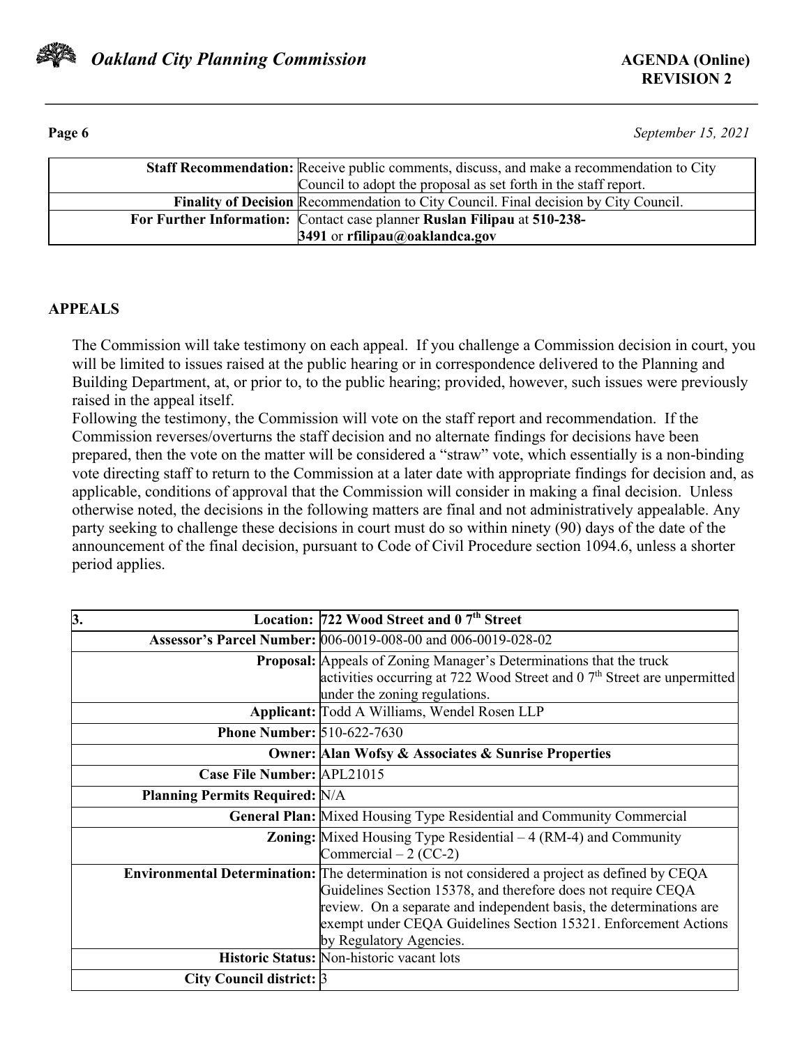| | |
|---|---|
| **Staff Recommendation:** | Receive public comments, discuss, and make a recommendation to City Council to adopt the proposal as set forth in the staff report. |
| **Finality of Decision** | Recommendation to City Council. Final decision by City Council. |
| **For Further Information:** | Contact case planner **Ruslan Filipau** at **510-238-3491** or **rfilipau@oaklandca.gov** |

## APPEALS

The Commission will take testimony on each appeal. If you challenge a Commission decision in court, you will be limited to issues raised at the public hearing or in correspondence delivered to the Planning and Building Department, at, or prior to, to the public hearing; provided, however, such issues were previously raised in the appeal itself.

Following the testimony, the Commission will vote on the staff report and recommendation. If the Commission reverses/overturns the staff decision and no alternate findings for decisions have been prepared, then the vote on the matter will be considered a "straw" vote, which essentially is a non-binding vote directing staff to return to the Commission at a later date with appropriate findings for decision and, as applicable, conditions of approval that the Commission will consider in making a final decision. Unless otherwise noted, the decisions in the following matters are final and not administratively appealable. Any party seeking to challenge these decisions in court must do so within ninety (90) days of the date of the announcement of the final decision, pursuant to Code of Civil Procedure section 1094.6, unless a shorter period applies.

| **3.** **Location:** | **722 Wood Street and 0 7th Street** |
|---|---|
| **Assessor's Parcel Number:** | 006-0019-008-00 and 006-0019-028-02 |
| **Proposal:** | Appeals of Zoning Manager's Determinations that the truck activities occurring at 722 Wood Street and 0 7th Street are unpermitted under the zoning regulations. |
| **Applicant:** | Todd A Williams, Wendel Rosen LLP |
| **Phone Number:** | 510-622-7630 |
| **Owner:** | **Alan Wofsy & Associates & Sunrise Properties** |
| **Case File Number:** | APL21015 |
| **Planning Permits Required:** | N/A |
| **General Plan:** | Mixed Housing Type Residential and Community Commercial |
| **Zoning:** | Mixed Housing Type Residential – 4 (RM-4) and Community Commercial – 2 (CC-2) |
| **Environmental Determination:** | The determination is not considered a project as defined by CEQA Guidelines Section 15378, and therefore does not require CEQA review. On a separate and independent basis, the determinations are exempt under CEQA Guidelines Section 15321. Enforcement Actions by Regulatory Agencies. |
| **Historic Status:** | Non-historic vacant lots |
| **City Council district:** | 3 |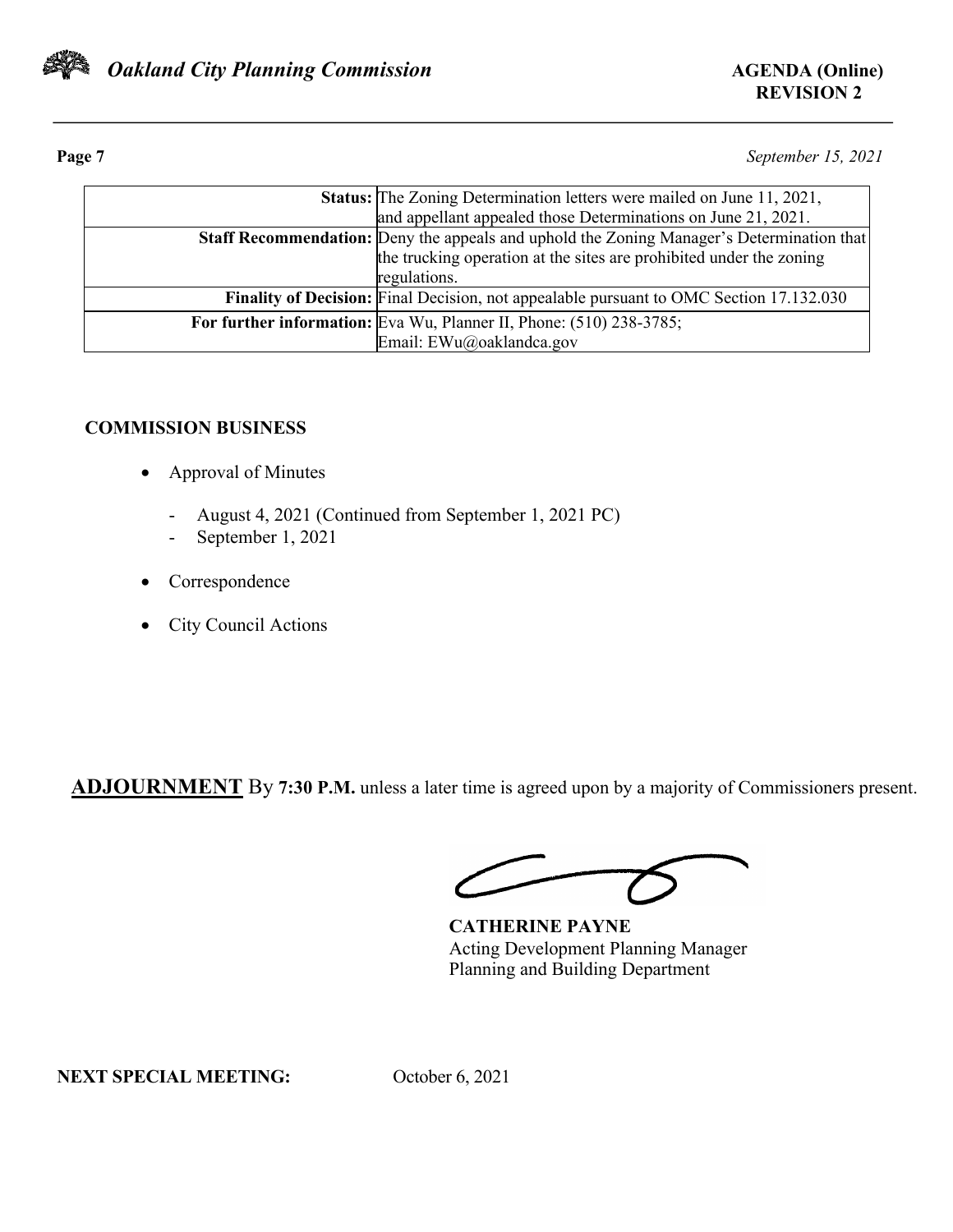| | |
|---|---|
| **Status:** | The Zoning Determination letters were mailed on June 11, 2021, and appellant appealed those Determinations on June 21, 2021. |
| **Staff Recommendation:** | Deny the appeals and uphold the Zoning Manager's Determination that the trucking operation at the sites are prohibited under the zoning regulations. |
| **Finality of Decision:** | Final Decision, not appealable pursuant to OMC Section 17.132.030 |
| **For further information:** | Eva Wu, Planner II, Phone: (510) 238-3785; Email: EWu@oaklandca.gov |

## COMMISSION BUSINESS

- Approval of Minutes
  - August 4, 2021 (Continued from September 1, 2021 PC)
  - September 1, 2021
- Correspondence
- City Council Actions

**ADJOURNMENT** By **7:30 P.M.** unless a later time is agreed upon by a majority of Commissioners present.

**CATHERINE PAYNE**
Acting Development Planning Manager
Planning and Building Department

**NEXT SPECIAL MEETING:** October 6, 2021